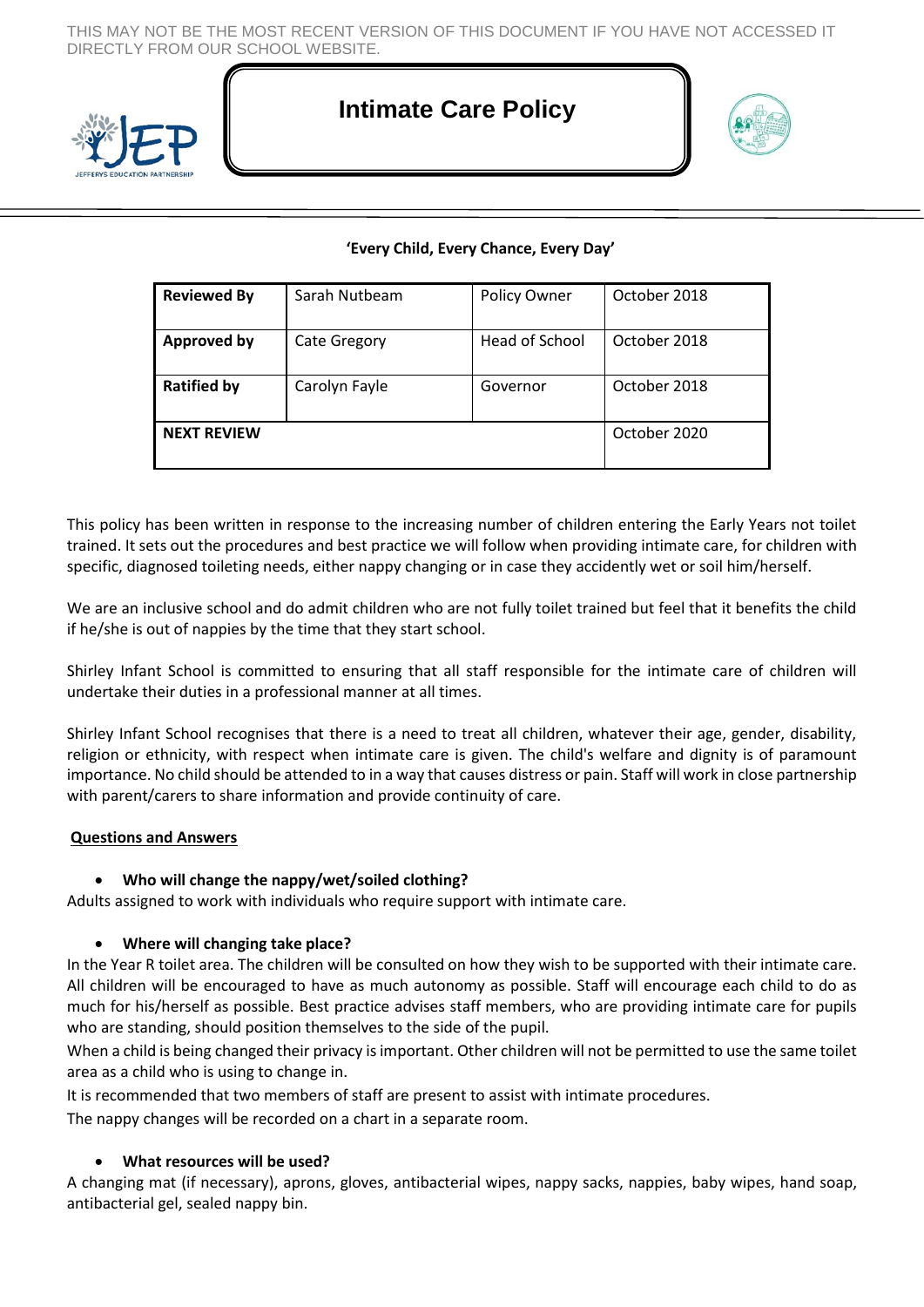THIS MAY NOT BE THE MOST RECENT VERSION OF THIS DOCUMENT IF YOU HAVE NOT ACCESSED IT DIRECTLY FROM OUR SCHOOL WEBSITE.

# Intimate Care Policy

**'Every Child, Every Chance, Every Day'**

| **Reviewed By** | Sarah Nutbeam | Policy Owner | October 2018 |
|---|---|---|---|
| **Approved by** | Cate Gregory | Head of School | October 2018 |
| **Ratified by** | Carolyn Fayle | Governor | October 2018 |
| **NEXT REVIEW** | | | October 2020 |

This policy has been written in response to the increasing number of children entering the Early Years not toilet trained. It sets out the procedures and best practice we will follow when providing intimate care, for children with specific, diagnosed toileting needs, either nappy changing or in case they accidently wet or soil him/herself.

We are an inclusive school and do admit children who are not fully toilet trained but feel that it benefits the child if he/she is out of nappies by the time that they start school.

Shirley Infant School is committed to ensuring that all staff responsible for the intimate care of children will undertake their duties in a professional manner at all times.

Shirley Infant School recognises that there is a need to treat all children, whatever their age, gender, disability, religion or ethnicity, with respect when intimate care is given. The child's welfare and dignity is of paramount importance. No child should be attended to in a way that causes distress or pain. Staff will work in close partnership with parent/carers to share information and provide continuity of care.

## Questions and Answers

- **Who will change the nappy/wet/soiled clothing?**

Adults assigned to work with individuals who require support with intimate care.

- **Where will changing take place?**

In the Year R toilet area. The children will be consulted on how they wish to be supported with their intimate care. All children will be encouraged to have as much autonomy as possible. Staff will encourage each child to do as much for his/herself as possible. Best practice advises staff members, who are providing intimate care for pupils who are standing, should position themselves to the side of the pupil.

When a child is being changed their privacy is important. Other children will not be permitted to use the same toilet area as a child who is using to change in.

It is recommended that two members of staff are present to assist with intimate procedures.

The nappy changes will be recorded on a chart in a separate room.

- **What resources will be used?**

A changing mat (if necessary), aprons, gloves, antibacterial wipes, nappy sacks, nappies, baby wipes, hand soap, antibacterial gel, sealed nappy bin.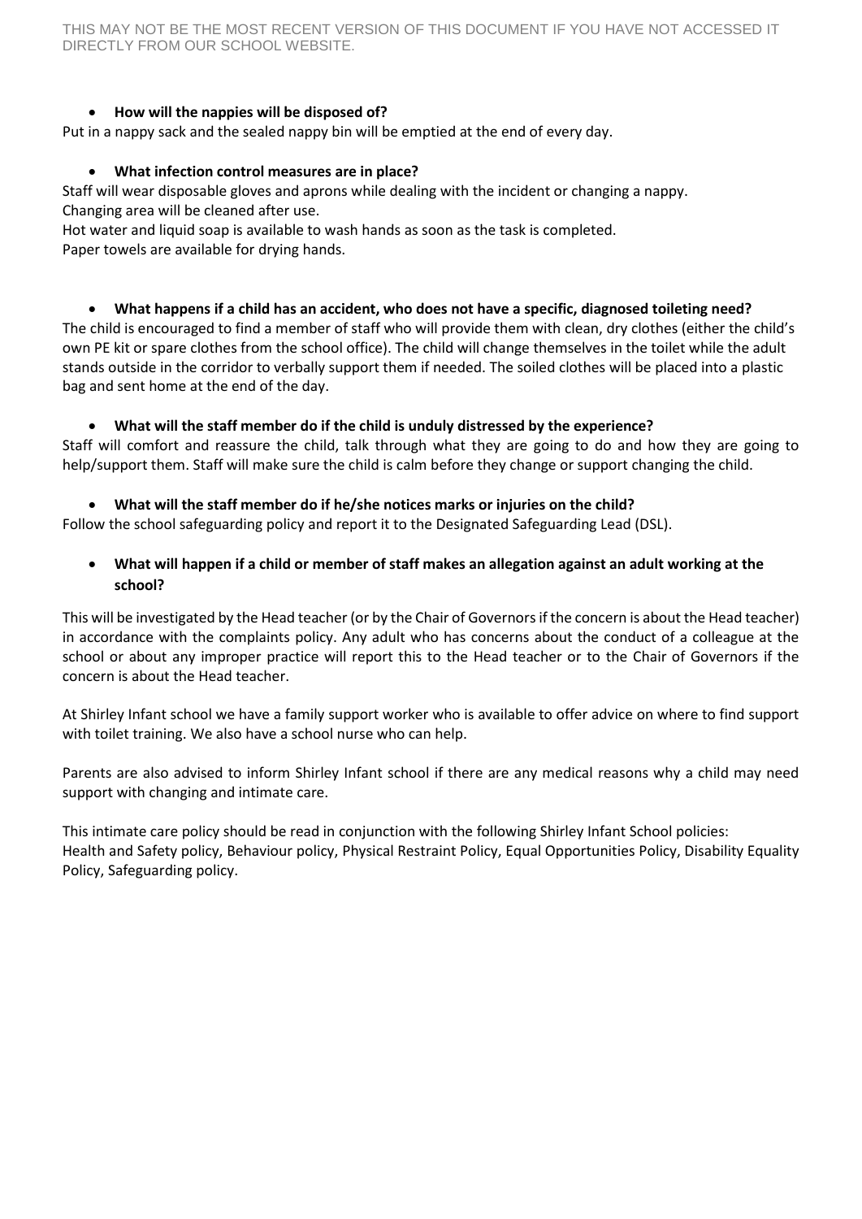- **How will the nappies will be disposed of?**

Put in a nappy sack and the sealed nappy bin will be emptied at the end of every day.

- **What infection control measures are in place?**

Staff will wear disposable gloves and aprons while dealing with the incident or changing a nappy.
Changing area will be cleaned after use.
Hot water and liquid soap is available to wash hands as soon as the task is completed.
Paper towels are available for drying hands.

- **What happens if a child has an accident, who does not have a specific, diagnosed toileting need?**

The child is encouraged to find a member of staff who will provide them with clean, dry clothes (either the child's own PE kit or spare clothes from the school office). The child will change themselves in the toilet while the adult stands outside in the corridor to verbally support them if needed. The soiled clothes will be placed into a plastic bag and sent home at the end of the day.

- **What will the staff member do if the child is unduly distressed by the experience?**

Staff will comfort and reassure the child, talk through what they are going to do and how they are going to help/support them. Staff will make sure the child is calm before they change or support changing the child.

- **What will the staff member do if he/she notices marks or injuries on the child?**

Follow the school safeguarding policy and report it to the Designated Safeguarding Lead (DSL).

- **What will happen if a child or member of staff makes an allegation against an adult working at the school?**

This will be investigated by the Head teacher (or by the Chair of Governors if the concern is about the Head teacher) in accordance with the complaints policy. Any adult who has concerns about the conduct of a colleague at the school or about any improper practice will report this to the Head teacher or to the Chair of Governors if the concern is about the Head teacher.

At Shirley Infant school we have a family support worker who is available to offer advice on where to find support with toilet training. We also have a school nurse who can help.

Parents are also advised to inform Shirley Infant school if there are any medical reasons why a child may need support with changing and intimate care.

This intimate care policy should be read in conjunction with the following Shirley Infant School policies:
Health and Safety policy, Behaviour policy, Physical Restraint Policy, Equal Opportunities Policy, Disability Equality Policy, Safeguarding policy.